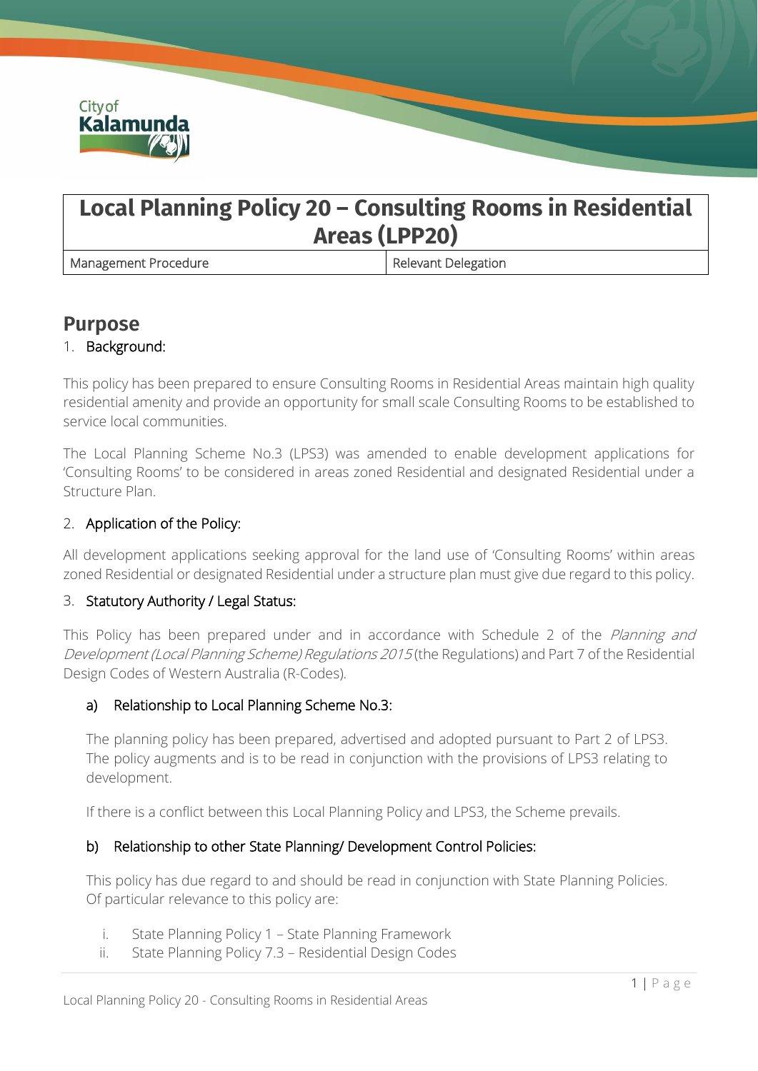# Local Planning Policy 20 – Consulting Rooms in Residential Areas (LPP20)

| Management Procedure | Relevant Delegation |
| --- | --- |

## Purpose

1. Background:

This policy has been prepared to ensure Consulting Rooms in Residential Areas maintain high quality residential amenity and provide an opportunity for small scale Consulting Rooms to be established to service local communities.

The Local Planning Scheme No.3 (LPS3) was amended to enable development applications for 'Consulting Rooms' to be considered in areas zoned Residential and designated Residential under a Structure Plan.

2. Application of the Policy:

All development applications seeking approval for the land use of 'Consulting Rooms' within areas zoned Residential or designated Residential under a structure plan must give due regard to this policy.

3. Statutory Authority / Legal Status:

This Policy has been prepared under and in accordance with Schedule 2 of the *Planning and Development (Local Planning Scheme) Regulations 2015* (the Regulations) and Part 7 of the Residential Design Codes of Western Australia (R-Codes).

a) Relationship to Local Planning Scheme No.3:

The planning policy has been prepared, advertised and adopted pursuant to Part 2 of LPS3. The policy augments and is to be read in conjunction with the provisions of LPS3 relating to development.

If there is a conflict between this Local Planning Policy and LPS3, the Scheme prevails.

b) Relationship to other State Planning/ Development Control Policies:

This policy has due regard to and should be read in conjunction with State Planning Policies. Of particular relevance to this policy are:

i. State Planning Policy 1 – State Planning Framework
ii. State Planning Policy 7.3 – Residential Design Codes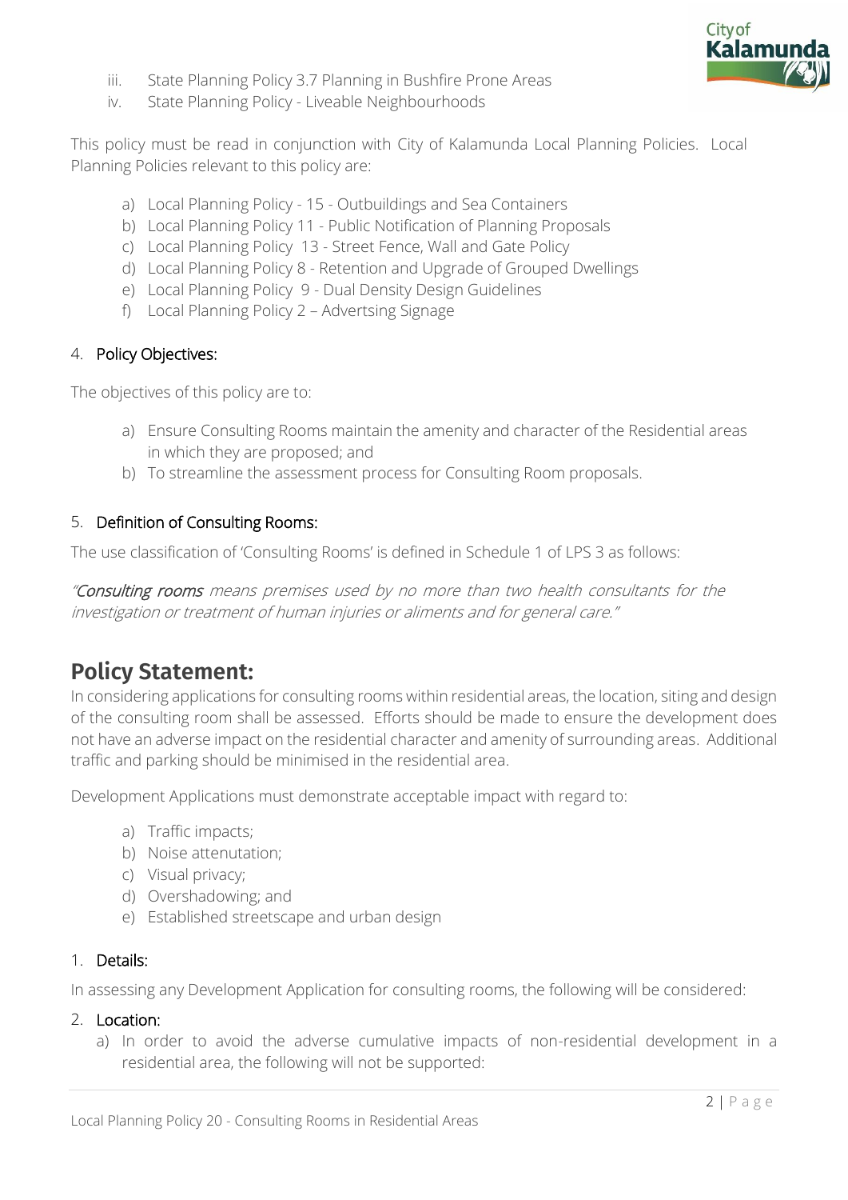iii. State Planning Policy 3.7 Planning in Bushfire Prone Areas
iv. State Planning Policy - Liveable Neighbourhoods

This policy must be read in conjunction with City of Kalamunda Local Planning Policies. Local Planning Policies relevant to this policy are:

a) Local Planning Policy - 15 - Outbuildings and Sea Containers
b) Local Planning Policy 11 - Public Notification of Planning Proposals
c) Local Planning Policy 13 - Street Fence, Wall and Gate Policy
d) Local Planning Policy 8 - Retention and Upgrade of Grouped Dwellings
e) Local Planning Policy 9 - Dual Density Design Guidelines
f) Local Planning Policy 2 – Advertsing Signage

### 4. Policy Objectives:

The objectives of this policy are to:

a) Ensure Consulting Rooms maintain the amenity and character of the Residential areas in which they are proposed; and
b) To streamline the assessment process for Consulting Room proposals.

### 5. Definition of Consulting Rooms:

The use classification of 'Consulting Rooms' is defined in Schedule 1 of LPS 3 as follows:

*"**Consulting rooms** means premises used by no more than two health consultants for the investigation or treatment of human injuries or aliments and for general care."*

## Policy Statement:

In considering applications for consulting rooms within residential areas, the location, siting and design of the consulting room shall be assessed. Efforts should be made to ensure the development does not have an adverse impact on the residential character and amenity of surrounding areas. Additional traffic and parking should be minimised in the residential area.

Development Applications must demonstrate acceptable impact with regard to:

a) Traffic impacts;
b) Noise attenutation;
c) Visual privacy;
d) Overshadowing; and
e) Established streetscape and urban design

### 1. Details:

In assessing any Development Application for consulting rooms, the following will be considered:

### 2. Location:

a) In order to avoid the adverse cumulative impacts of non-residential development in a residential area, the following will not be supported: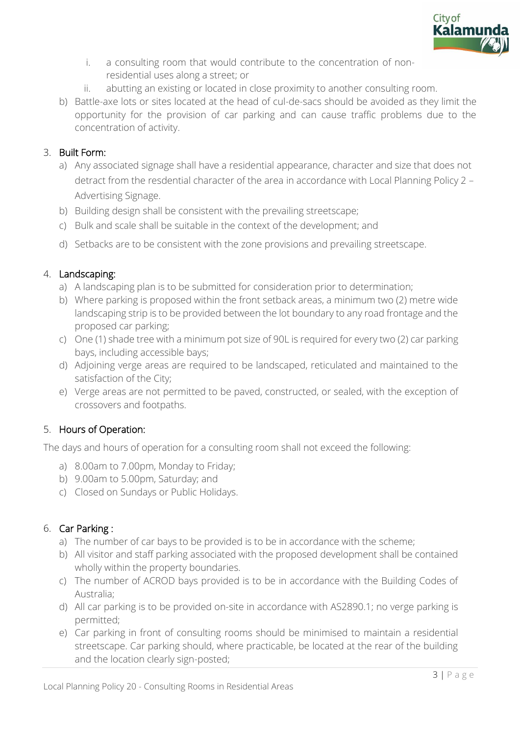i. a consulting room that would contribute to the concentration of non-residential uses along a street; or
ii. abutting an existing or located in close proximity to another consulting room.

b) Battle-axe lots or sites located at the head of cul-de-sacs should be avoided as they limit the opportunity for the provision of car parking and can cause traffic problems due to the concentration of activity.

3. **Built Form:**
   a) Any associated signage shall have a residential appearance, character and size that does not detract from the resdential character of the area in accordance with Local Planning Policy 2 – Advertising Signage.
   b) Building design shall be consistent with the prevailing streetscape;
   c) Bulk and scale shall be suitable in the context of the development; and
   d) Setbacks are to be consistent with the zone provisions and prevailing streetscape.

4. **Landscaping:**
   a) A landscaping plan is to be submitted for consideration prior to determination;
   b) Where parking is proposed within the front setback areas, a minimum two (2) metre wide landscaping strip is to be provided between the lot boundary to any road frontage and the proposed car parking;
   c) One (1) shade tree with a minimum pot size of 90L is required for every two (2) car parking bays, including accessible bays;
   d) Adjoining verge areas are required to be landscaped, reticulated and maintained to the satisfaction of the City;
   e) Verge areas are not permitted to be paved, constructed, or sealed, with the exception of crossovers and footpaths.

5. **Hours of Operation:**

The days and hours of operation for a consulting room shall not exceed the following:

   a) 8.00am to 7.00pm, Monday to Friday;
   b) 9.00am to 5.00pm, Saturday; and
   c) Closed on Sundays or Public Holidays.

6. **Car Parking :**
   a) The number of car bays to be provided is to be in accordance with the scheme;
   b) All visitor and staff parking associated with the proposed development shall be contained wholly within the property boundaries.
   c) The number of ACROD bays provided is to be in accordance with the Building Codes of Australia;
   d) All car parking is to be provided on-site in accordance with AS2890.1; no verge parking is permitted;
   e) Car parking in front of consulting rooms should be minimised to maintain a residential streetscape. Car parking should, where practicable, be located at the rear of the building and the location clearly sign-posted;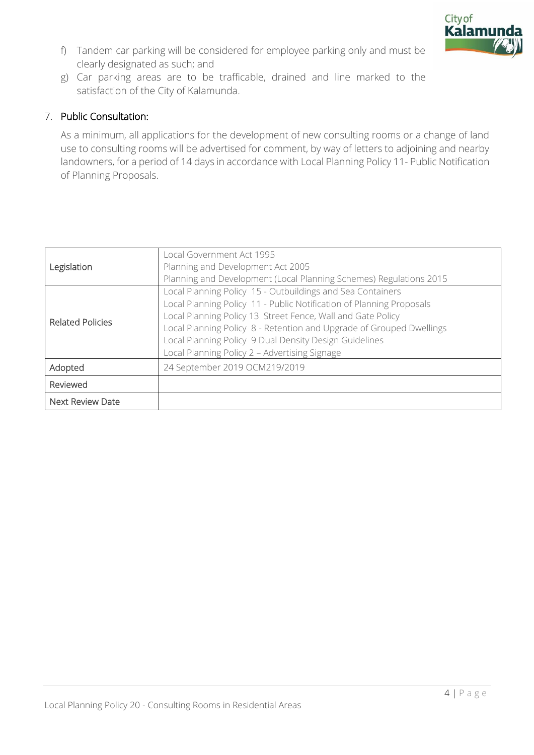f) Tandem car parking will be considered for employee parking only and must be clearly designated as such; and
g) Car parking areas are to be trafficable, drained and line marked to the satisfaction of the City of Kalamunda.

7. **Public Consultation:**

As a minimum, all applications for the development of new consulting rooms or a change of land use to consulting rooms will be advertised for comment, by way of letters to adjoining and nearby landowners, for a period of 14 days in accordance with Local Planning Policy 11- Public Notification of Planning Proposals.

| | |
|---|---|
| Legislation | Local Government Act 1995<br>Planning and Development Act 2005<br>Planning and Development (Local Planning Schemes) Regulations 2015 |
| Related Policies | Local Planning Policy 15 - Outbuildings and Sea Containers<br>Local Planning Policy 11 - Public Notification of Planning Proposals<br>Local Planning Policy 13 Street Fence, Wall and Gate Policy<br>Local Planning Policy 8 - Retention and Upgrade of Grouped Dwellings<br>Local Planning Policy 9 Dual Density Design Guidelines<br>Local Planning Policy 2 – Advertising Signage |
| Adopted | 24 September 2019 OCM219/2019 |
| Reviewed | |
| Next Review Date | |